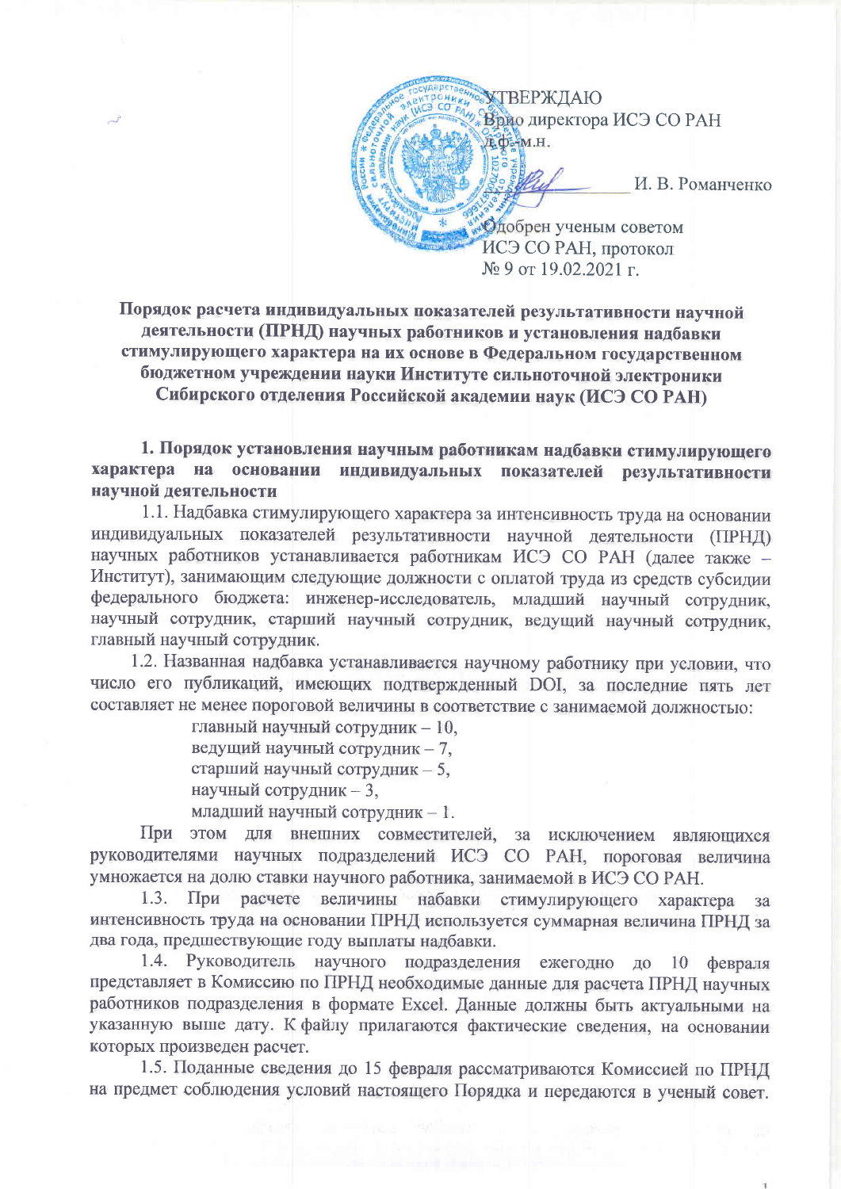УТВЕРЖДАЮ
Врио директора ИСЭ СО РАН
д.ф.-м.н.

И. В. Романченко

Одобрен ученым советом
ИСЭ СО РАН, протокол
№ 9 от 19.02.2021 г.

**Порядок расчета индивидуальных показателей результативности научной деятельности (ПРНД) научных работников и установления надбавки стимулирующего характера на их основе в Федеральном государственном бюджетном учреждении науки Институте сильноточной электроники Сибирского отделения Российской академии наук (ИСЭ СО РАН)**

**1. Порядок установления научным работникам надбавки стимулирующего характера на основании индивидуальных показателей результативности научной деятельности**

1.1. Надбавка стимулирующего характера за интенсивность труда на основании индивидуальных показателей результативности научной деятельности (ПРНД) научных работников устанавливается работникам ИСЭ СО РАН (далее также – Институт), занимающим следующие должности с оплатой труда из средств субсидии федерального бюджета: инженер-исследователь, младший научный сотрудник, научный сотрудник, старший научный сотрудник, ведущий научный сотрудник, главный научный сотрудник.

1.2. Названная надбавка устанавливается научному работнику при условии, что число его публикаций, имеющих подтвержденный DOI, за последние пять лет составляет не менее пороговой величины в соответствие с занимаемой должностью:

главный научный сотрудник – 10,
ведущий научный сотрудник – 7,
старший научный сотрудник – 5,
научный сотрудник – 3,
младший научный сотрудник – 1.

При этом для внешних совместителей, за исключением являющихся руководителями научных подразделений ИСЭ СО РАН, пороговая величина умножается на долю ставки научного работника, занимаемой в ИСЭ СО РАН.

1.3. При расчете величины набавки стимулирующего характера за интенсивность труда на основании ПРНД используется суммарная величина ПРНД за два года, предшествующие году выплаты надбавки.

1.4. Руководитель научного подразделения ежегодно до 10 февраля представляет в Комиссию по ПРНД необходимые данные для расчета ПРНД научных работников подразделения в формате Excel. Данные должны быть актуальными на указанную выше дату. К файлу прилагаются фактические сведения, на основании которых произведен расчет.

1.5. Поданные сведения до 15 февраля рассматриваются Комиссией по ПРНД на предмет соблюдения условий настоящего Порядка и передаются в ученый совет.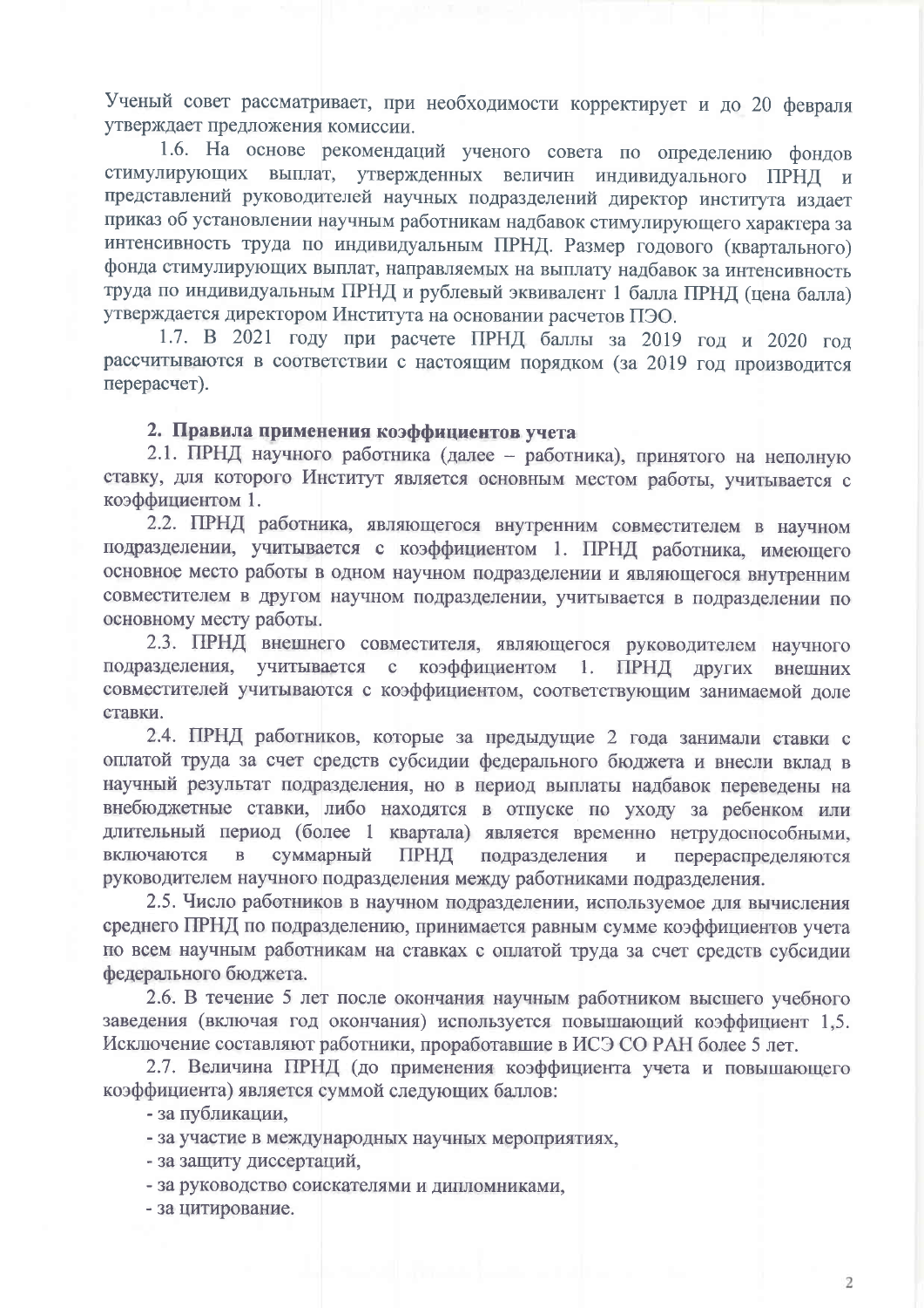Ученый совет рассматривает, при необходимости корректирует и до 20 февраля утверждает предложения комиссии.

1.6. На основе рекомендаций ученого совета по определению фондов стимулирующих выплат, утвержденных величин индивидуального ПРНД и представлений руководителей научных подразделений директор института издает приказ об установлении научным работникам надбавок стимулирующего характера за интенсивность труда по индивидуальным ПРНД. Размер годового (квартального) фонда стимулирующих выплат, направляемых на выплату надбавок за интенсивность труда по индивидуальным ПРНД и рублевый эквивалент 1 балла ПРНД (цена балла) утверждается директором Института на основании расчетов ПЭО.

1.7. В 2021 году при расчете ПРНД баллы за 2019 год и 2020 год рассчитываются в соответствии с настоящим порядком (за 2019 год производится перерасчет).

## 2. Правила применения коэффициентов учета

2.1. ПРНД научного работника (далее – работника), принятого на неполную ставку, для которого Институт является основным местом работы, учитывается с коэффициентом 1.

2.2. ПРНД работника, являющегося внутренним совместителем в научном подразделении, учитывается с коэффициентом 1. ПРНД работника, имеющего основное место работы в одном научном подразделении и являющегося внутренним совместителем в другом научном подразделении, учитывается в подразделении по основному месту работы.

2.3. ПРНД внешнего совместителя, являющегося руководителем научного подразделения, учитывается с коэффициентом 1. ПРНД других внешних совместителей учитываются с коэффициентом, соответствующим занимаемой доле ставки.

2.4. ПРНД работников, которые за предыдущие 2 года занимали ставки с оплатой труда за счет средств субсидии федерального бюджета и внесли вклад в научный результат подразделения, но в период выплаты надбавок переведены на внебюджетные ставки, либо находятся в отпуске по уходу за ребенком или длительный период (более 1 квартала) является временно нетрудоспособными, включаются в суммарный ПРНД подразделения и перераспределяются руководителем научного подразделения между работниками подразделения.

2.5. Число работников в научном подразделении, используемое для вычисления среднего ПРНД по подразделению, принимается равным сумме коэффициентов учета по всем научным работникам на ставках с оплатой труда за счет средств субсидии федерального бюджета.

2.6. В течение 5 лет после окончания научным работником высшего учебного заведения (включая год окончания) используется повышающий коэффициент 1,5. Исключение составляют работники, проработавшие в ИСЭ СО РАН более 5 лет.

2.7. Величина ПРНД (до применения коэффициента учета и повышающего коэффициента) является суммой следующих баллов:

- за публикации,
- за участие в международных научных мероприятиях,
- за защиту диссертаций,
- за руководство соискателями и дипломниками,
- за цитирование.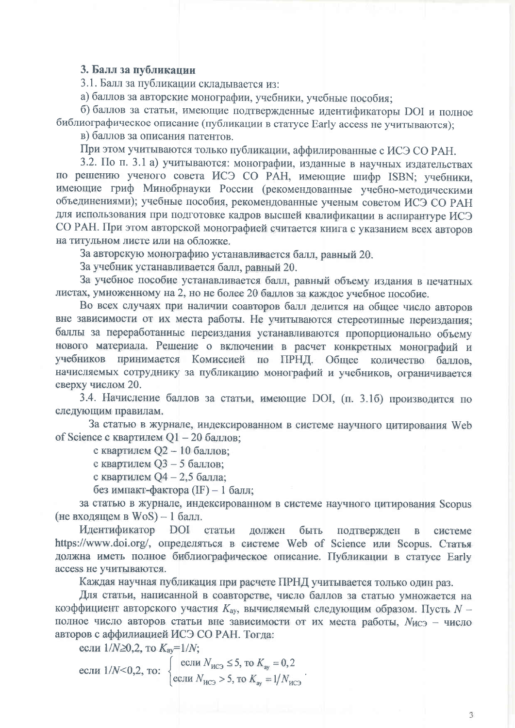### 3. Балл за публикации

3.1. Балл за публикации складывается из:

а) баллов за авторские монографии, учебники, учебные пособия;

б) баллов за статьи, имеющие подтвержденные идентификаторы DOI и полное библиографическое описание (публикации в статусе Early access не учитываются);

в) баллов за описания патентов.

При этом учитываются только публикации, аффилированные с ИСЭ СО РАН.

3.2. По п. 3.1 а) учитываются: монографии, изданные в научных издательствах по решению ученого совета ИСЭ СО РАН, имеющие шифр ISBN; учебники, имеющие гриф Минобрнауки России (рекомендованные учебно-методическими объединениями); учебные пособия, рекомендованные ученым советом ИСЭ СО РАН для использования при подготовке кадров высшей квалификации в аспирантуре ИСЭ СО РАН. При этом авторской монографией считается книга с указанием всех авторов на титульном листе или на обложке.

За авторскую монографию устанавливается балл, равный 20.

За учебник устанавливается балл, равный 20.

За учебное пособие устанавливается балл, равный объему издания в печатных листах, умноженному на 2, но не более 20 баллов за каждое учебное пособие.

Во всех случаях при наличии соавторов балл делится на общее число авторов вне зависимости от их места работы. Не учитываются стереотипные переиздания; баллы за переработанные переиздания устанавливаются пропорционально объему нового материала. Решение о включении в расчет конкретных монографий и учебников принимается Комиссией по ПРНД. Общее количество баллов, начисляемых сотруднику за публикацию монографий и учебников, ограничивается сверху числом 20.

3.4. Начисление баллов за статьи, имеющие DOI, (п. 3.1б) производится по следующим правилам.

За статью в журнале, индексированном в системе научного цитирования Web of Science с квартилем Q1 – 20 баллов;

с квартилем Q2 – 10 баллов;

с квартилем Q3 – 5 баллов;

с квартилем Q4 – 2,5 балла;

без импакт-фактора (IF) – 1 балл;

за статью в журнале, индексированном в системе научного цитирования Scopus (не входящем в WoS) – 1 балл.

Идентификатор DOI статьи должен быть подтвержден в системе https://www.doi.org/, определяться в системе Web of Science или Scopus. Статья должна иметь полное библиографическое описание. Публикации в статусе Early access не учитываются.

Каждая научная публикация при расчете ПРНД учитывается только один раз.

Для статьи, написанной в соавторстве, число баллов за статью умножается на коэффициент авторского участия $K_{ау}$, вычисляемый следующим образом. Пусть $N$ – полное число авторов статьи вне зависимости от их места работы, $N_{ИСЭ}$ – число авторов с аффилиацией ИСЭ СО РАН. Тогда:

если $1/N \geq 0{,}2$, то $K_{ау} = 1/N$;

если $1/N < 0{,}2$, то: $\begin{cases} \text{если } N_{ИСЭ} \leq 5, \text{ то } K_{ау} = 0{,}2 \\ \text{если } N_{ИСЭ} > 5, \text{ то } K_{ау} = 1/N_{ИСЭ} \end{cases}$.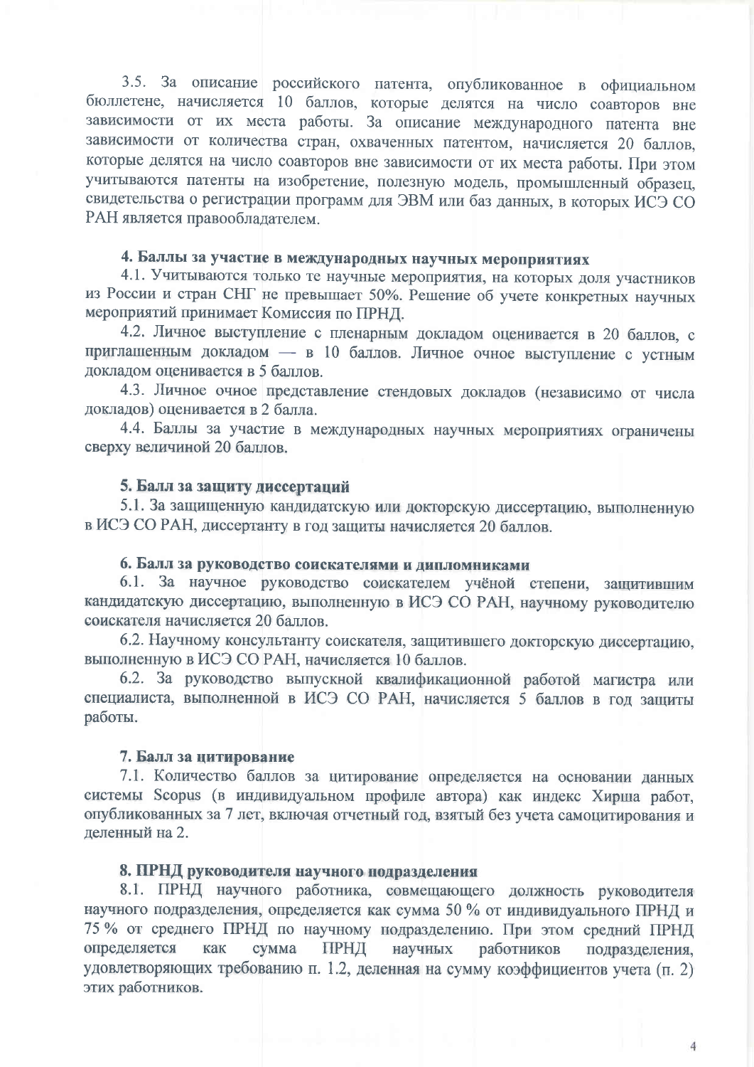3.5. За описание российского патента, опубликованное в официальном бюллетене, начисляется 10 баллов, которые делятся на число соавторов вне зависимости от их места работы. За описание международного патента вне зависимости от количества стран, охваченных патентом, начисляется 20 баллов, которые делятся на число соавторов вне зависимости от их места работы. При этом учитываются патенты на изобретение, полезную модель, промышленный образец, свидетельства о регистрации программ для ЭВМ или баз данных, в которых ИСЭ СО РАН является правообладателем.

**4. Баллы за участие в международных научных мероприятиях**

4.1. Учитываются только те научные мероприятия, на которых доля участников из России и стран СНГ не превышает 50%. Решение об учете конкретных научных мероприятий принимает Комиссия по ПРНД.

4.2. Личное выступление с пленарным докладом оценивается в 20 баллов, с приглашенным докладом — в 10 баллов. Личное очное выступление с устным докладом оценивается в 5 баллов.

4.3. Личное очное представление стендовых докладов (независимо от числа докладов) оценивается в 2 балла.

4.4. Баллы за участие в международных научных мероприятиях ограничены сверху величиной 20 баллов.

**5. Балл за защиту диссертаций**

5.1. За защищенную кандидатскую или докторскую диссертацию, выполненную в ИСЭ СО РАН, диссертанту в год защиты начисляется 20 баллов.

**6. Балл за руководство соискателями и дипломниками**

6.1. За научное руководство соискателем учёной степени, защитившим кандидатскую диссертацию, выполненную в ИСЭ СО РАН, научному руководителю соискателя начисляется 20 баллов.

6.2. Научному консультанту соискателя, защитившего докторскую диссертацию, выполненную в ИСЭ СО РАН, начисляется 10 баллов.

6.2. За руководство выпускной квалификационной работой магистра или специалиста, выполненной в ИСЭ СО РАН, начисляется 5 баллов в год защиты работы.

**7. Балл за цитирование**

7.1. Количество баллов за цитирование определяется на основании данных системы Scopus (в индивидуальном профиле автора) как индекс Хирша работ, опубликованных за 7 лет, включая отчетный год, взятый без учета самоцитирования и деленный на 2.

**8. ПРНД руководителя научного подразделения**

8.1. ПРНД научного работника, совмещающего должность руководителя научного подразделения, определяется как сумма 50 % от индивидуального ПРНД и 75 % от среднего ПРНД по научному подразделению. При этом средний ПРНД определяется как сумма ПРНД научных работников подразделения, удовлетворяющих требованию п. 1.2, деленная на сумму коэффициентов учета (п. 2) этих работников.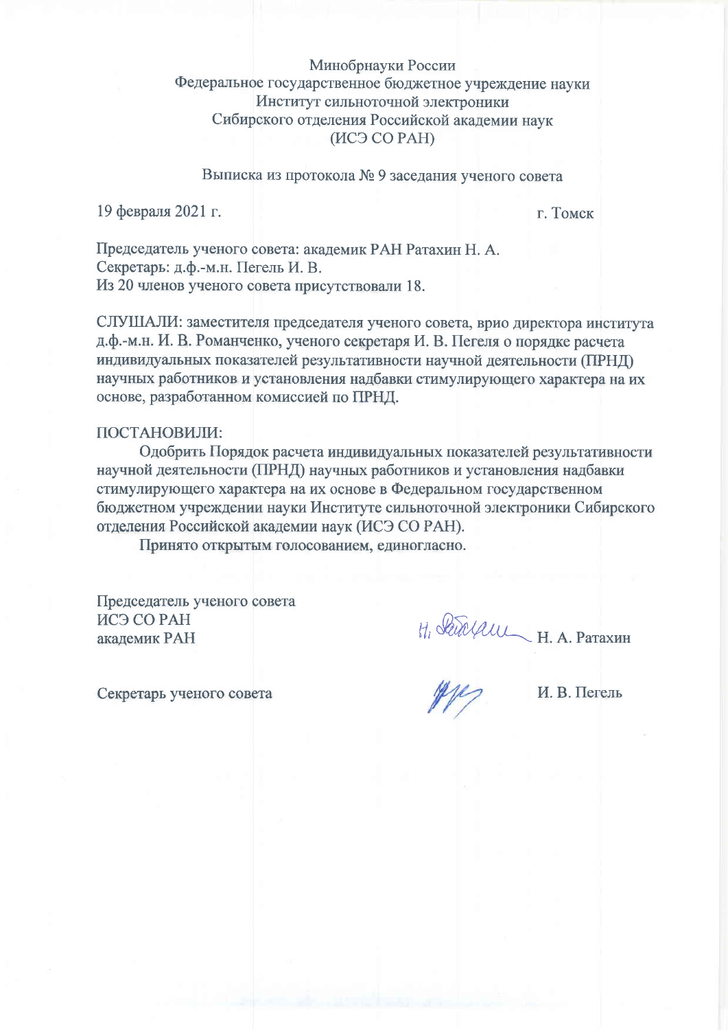Минобрнауки России
Федеральное государственное бюджетное учреждение науки
Институт сильноточной электроники
Сибирского отделения Российской академии наук
(ИСЭ СО РАН)

Выписка из протокола № 9 заседания ученого совета

19 февраля 2021 г. г. Томск

Председатель ученого совета: академик РАН Ратахин Н. А.
Секретарь: д.ф.-м.н. Пегель И. В.
Из 20 членов ученого совета присутствовали 18.

СЛУШАЛИ: заместителя председателя ученого совета, врио директора института д.ф.-м.н. И. В. Романченко, ученого секретаря И. В. Пегеля о порядке расчета индивидуальных показателей результативности научной деятельности (ПРНД) научных работников и установления надбавки стимулирующего характера на их основе, разработанном комиссией по ПРНД.

ПОСТАНОВИЛИ:

Одобрить Порядок расчета индивидуальных показателей результативности научной деятельности (ПРНД) научных работников и установления надбавки стимулирующего характера на их основе в Федеральном государственном бюджетном учреждении науки Институте сильноточной электроники Сибирского отделения Российской академии наук (ИСЭ СО РАН).

Принято открытым голосованием, единогласно.

Председатель ученого совета
ИСЭ СО РАН
академик РАН Н. А. Ратахин

Секретарь ученого совета И. В. Пегель